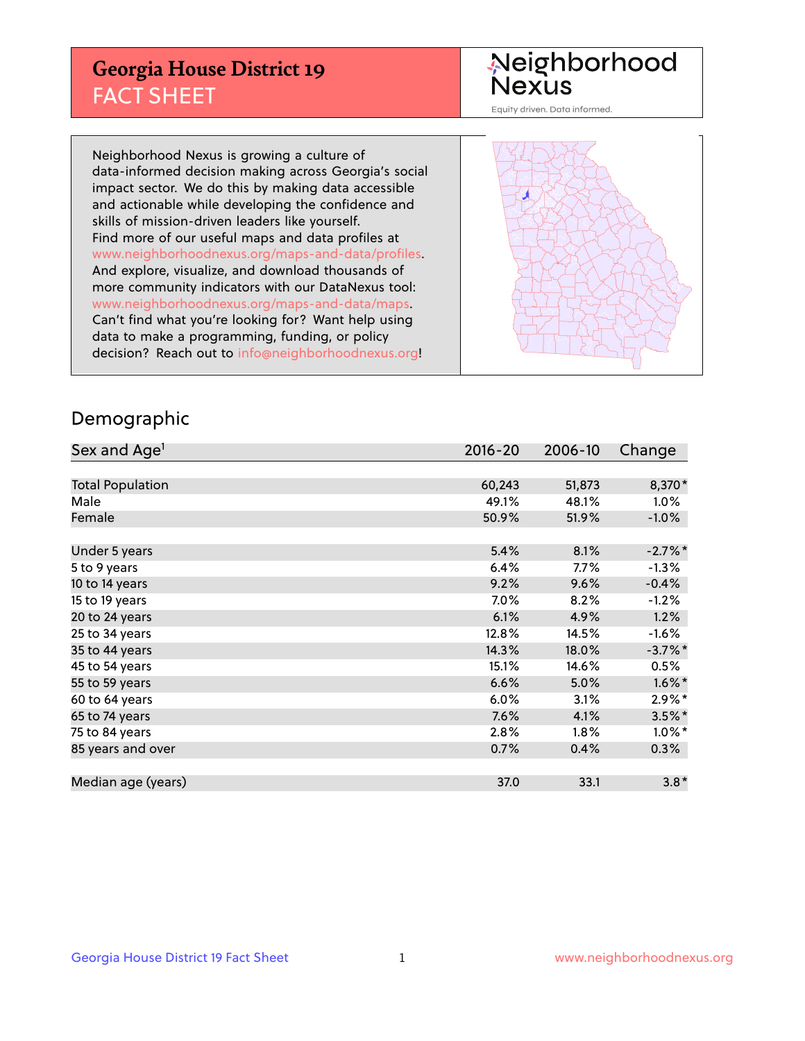# Georgia House District 19
## FACT SHEET

Neighborhood Nexus

Equity driven. Data informed.

Neighborhood Nexus is growing a culture of data-informed decision making across Georgia's social impact sector. We do this by making data accessible and actionable while developing the confidence and skills of mission-driven leaders like yourself. Find more of our useful maps and data profiles at www.neighborhoodnexus.org/maps-and-data/profiles. And explore, visualize, and download thousands of more community indicators with our DataNexus tool: www.neighborhoodnexus.org/maps-and-data/maps. Can't find what you're looking for? Want help using data to make a programming, funding, or policy decision? Reach out to info@neighborhoodnexus.org!

## Demographic

| Sex and Age[1] | 2016-20 | 2006-10 | Change |
|---|---|---|---|
| Total Population | 60,243 | 51,873 | 8,370* |
| Male | 49.1% | 48.1% | 1.0% |
| Female | 50.9% | 51.9% | -1.0% |
| | | | |
| Under 5 years | 5.4% | 8.1% | -2.7%* |
| 5 to 9 years | 6.4% | 7.7% | -1.3% |
| 10 to 14 years | 9.2% | 9.6% | -0.4% |
| 15 to 19 years | 7.0% | 8.2% | -1.2% |
| 20 to 24 years | 6.1% | 4.9% | 1.2% |
| 25 to 34 years | 12.8% | 14.5% | -1.6% |
| 35 to 44 years | 14.3% | 18.0% | -3.7%* |
| 45 to 54 years | 15.1% | 14.6% | 0.5% |
| 55 to 59 years | 6.6% | 5.0% | 1.6%* |
| 60 to 64 years | 6.0% | 3.1% | 2.9%* |
| 65 to 74 years | 7.6% | 4.1% | 3.5%* |
| 75 to 84 years | 2.8% | 1.8% | 1.0%* |
| 85 years and over | 0.7% | 0.4% | 0.3% |
| | | | |
| Median age (years) | 37.0 | 33.1 | 3.8* |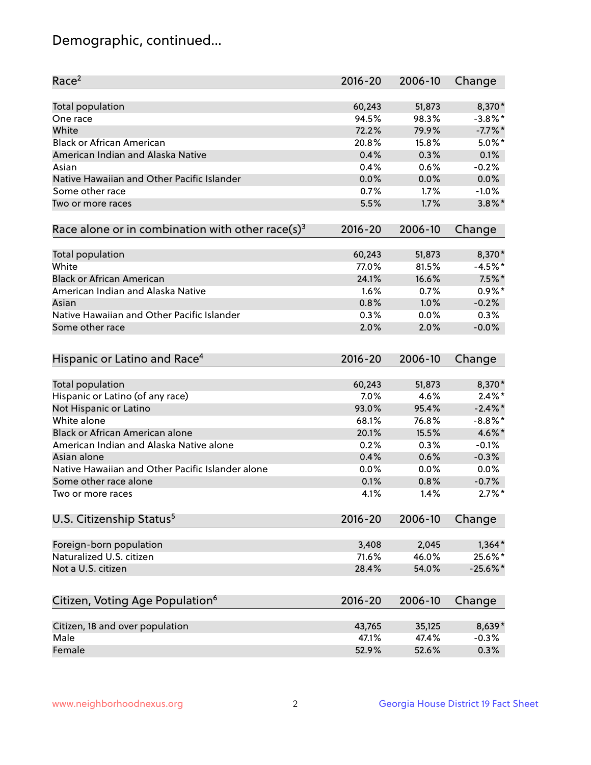## Demographic, continued...

| Race[2] | 2016-20 | 2006-10 | Change |
|---|---|---|---|
| Total population | 60,243 | 51,873 | 8,370* |
| One race | 94.5% | 98.3% | -3.8%* |
| White | 72.2% | 79.9% | -7.7%* |
| Black or African American | 20.8% | 15.8% | 5.0%* |
| American Indian and Alaska Native | 0.4% | 0.3% | 0.1% |
| Asian | 0.4% | 0.6% | -0.2% |
| Native Hawaiian and Other Pacific Islander | 0.0% | 0.0% | 0.0% |
| Some other race | 0.7% | 1.7% | -1.0% |
| Two or more races | 5.5% | 1.7% | 3.8%* |

| Race alone or in combination with other race(s)[3] | 2016-20 | 2006-10 | Change |
|---|---|---|---|
| Total population | 60,243 | 51,873 | 8,370* |
| White | 77.0% | 81.5% | -4.5%* |
| Black or African American | 24.1% | 16.6% | 7.5%* |
| American Indian and Alaska Native | 1.6% | 0.7% | 0.9%* |
| Asian | 0.8% | 1.0% | -0.2% |
| Native Hawaiian and Other Pacific Islander | 0.3% | 0.0% | 0.3% |
| Some other race | 2.0% | 2.0% | -0.0% |

| Hispanic or Latino and Race[4] | 2016-20 | 2006-10 | Change |
|---|---|---|---|
| Total population | 60,243 | 51,873 | 8,370* |
| Hispanic or Latino (of any race) | 7.0% | 4.6% | 2.4%* |
| Not Hispanic or Latino | 93.0% | 95.4% | -2.4%* |
| White alone | 68.1% | 76.8% | -8.8%* |
| Black or African American alone | 20.1% | 15.5% | 4.6%* |
| American Indian and Alaska Native alone | 0.2% | 0.3% | -0.1% |
| Asian alone | 0.4% | 0.6% | -0.3% |
| Native Hawaiian and Other Pacific Islander alone | 0.0% | 0.0% | 0.0% |
| Some other race alone | 0.1% | 0.8% | -0.7% |
| Two or more races | 4.1% | 1.4% | 2.7%* |

| U.S. Citizenship Status[5] | 2016-20 | 2006-10 | Change |
|---|---|---|---|
| Foreign-born population | 3,408 | 2,045 | 1,364* |
| Naturalized U.S. citizen | 71.6% | 46.0% | 25.6%* |
| Not a U.S. citizen | 28.4% | 54.0% | -25.6%* |

| Citizen, Voting Age Population[6] | 2016-20 | 2006-10 | Change |
|---|---|---|---|
| Citizen, 18 and over population | 43,765 | 35,125 | 8,639* |
| Male | 47.1% | 47.4% | -0.3% |
| Female | 52.9% | 52.6% | 0.3% |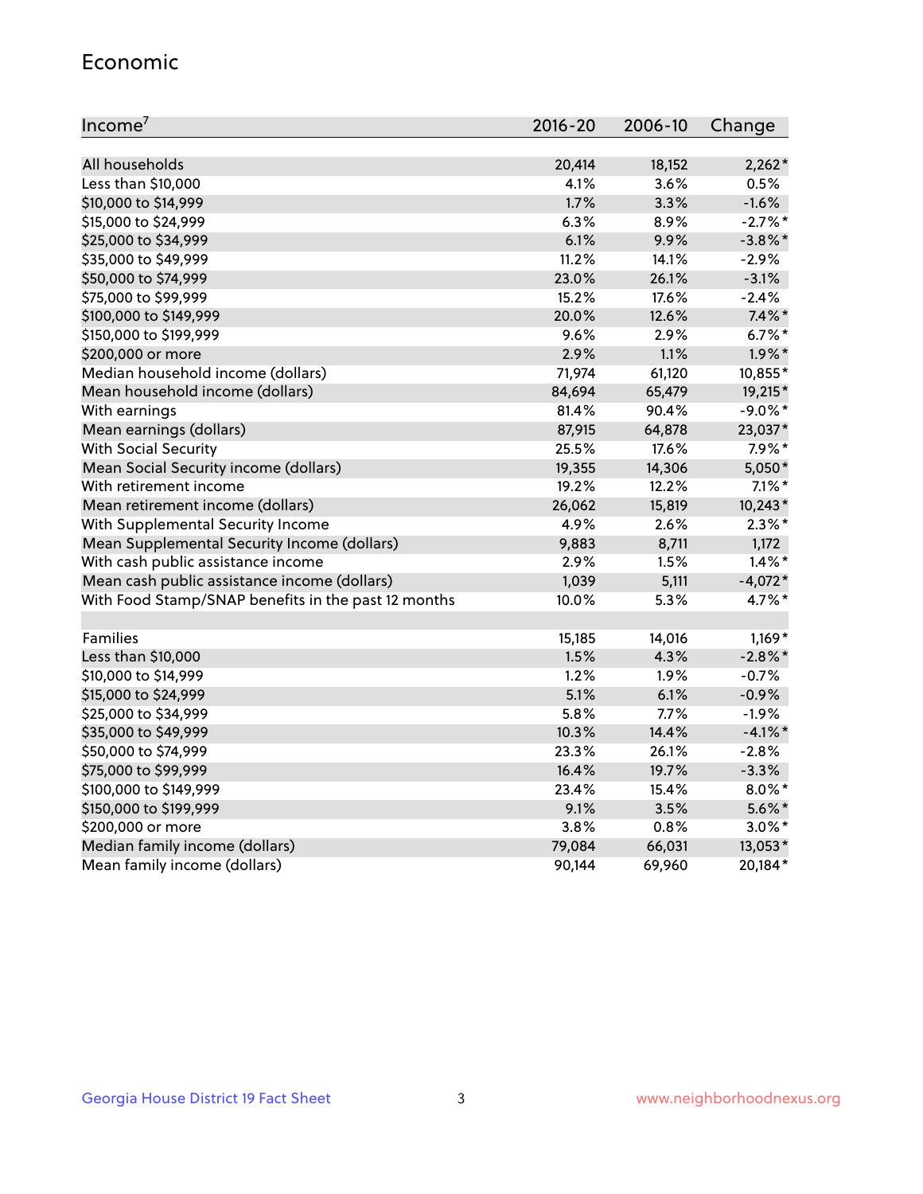## Economic

| Income[7] | 2016-20 | 2006-10 | Change |
|---|---|---|---|
| All households | 20,414 | 18,152 | 2,262* |
| Less than $10,000 | 4.1% | 3.6% | 0.5% |
| $10,000 to $14,999 | 1.7% | 3.3% | -1.6% |
| $15,000 to $24,999 | 6.3% | 8.9% | -2.7%* |
| $25,000 to $34,999 | 6.1% | 9.9% | -3.8%* |
| $35,000 to $49,999 | 11.2% | 14.1% | -2.9% |
| $50,000 to $74,999 | 23.0% | 26.1% | -3.1% |
| $75,000 to $99,999 | 15.2% | 17.6% | -2.4% |
| $100,000 to $149,999 | 20.0% | 12.6% | 7.4%* |
| $150,000 to $199,999 | 9.6% | 2.9% | 6.7%* |
| $200,000 or more | 2.9% | 1.1% | 1.9%* |
| Median household income (dollars) | 71,974 | 61,120 | 10,855* |
| Mean household income (dollars) | 84,694 | 65,479 | 19,215* |
| With earnings | 81.4% | 90.4% | -9.0%* |
| Mean earnings (dollars) | 87,915 | 64,878 | 23,037* |
| With Social Security | 25.5% | 17.6% | 7.9%* |
| Mean Social Security income (dollars) | 19,355 | 14,306 | 5,050* |
| With retirement income | 19.2% | 12.2% | 7.1%* |
| Mean retirement income (dollars) | 26,062 | 15,819 | 10,243* |
| With Supplemental Security Income | 4.9% | 2.6% | 2.3%* |
| Mean Supplemental Security Income (dollars) | 9,883 | 8,711 | 1,172 |
| With cash public assistance income | 2.9% | 1.5% | 1.4%* |
| Mean cash public assistance income (dollars) | 1,039 | 5,111 | -4,072* |
| With Food Stamp/SNAP benefits in the past 12 months | 10.0% | 5.3% | 4.7%* |
| | | | |
| Families | 15,185 | 14,016 | 1,169* |
| Less than $10,000 | 1.5% | 4.3% | -2.8%* |
| $10,000 to $14,999 | 1.2% | 1.9% | -0.7% |
| $15,000 to $24,999 | 5.1% | 6.1% | -0.9% |
| $25,000 to $34,999 | 5.8% | 7.7% | -1.9% |
| $35,000 to $49,999 | 10.3% | 14.4% | -4.1%* |
| $50,000 to $74,999 | 23.3% | 26.1% | -2.8% |
| $75,000 to $99,999 | 16.4% | 19.7% | -3.3% |
| $100,000 to $149,999 | 23.4% | 15.4% | 8.0%* |
| $150,000 to $199,999 | 9.1% | 3.5% | 5.6%* |
| $200,000 or more | 3.8% | 0.8% | 3.0%* |
| Median family income (dollars) | 79,084 | 66,031 | 13,053* |
| Mean family income (dollars) | 90,144 | 69,960 | 20,184* |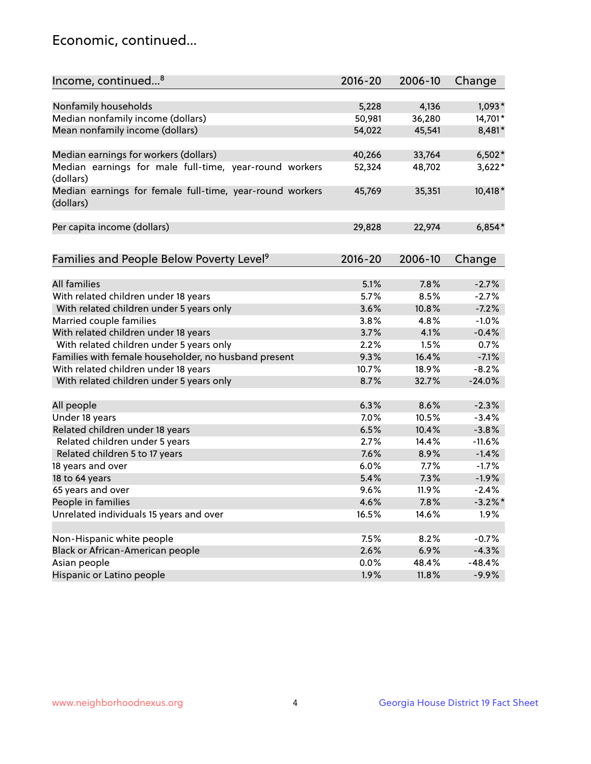## Economic, continued...

| Income, continued...[8] | 2016-20 | 2006-10 | Change |
|---|---|---|---|
| Nonfamily households | 5,228 | 4,136 | 1,093* |
| Median nonfamily income (dollars) | 50,981 | 36,280 | 14,701* |
| Mean nonfamily income (dollars) | 54,022 | 45,541 | 8,481* |
| Median earnings for workers (dollars) | 40,266 | 33,764 | 6,502* |
| Median earnings for male full-time, year-round workers (dollars) | 52,324 | 48,702 | 3,622* |
| Median earnings for female full-time, year-round workers (dollars) | 45,769 | 35,351 | 10,418* |
| Per capita income (dollars) | 29,828 | 22,974 | 6,854* |

| Families and People Below Poverty Level[9] | 2016-20 | 2006-10 | Change |
|---|---|---|---|
| All families | 5.1% | 7.8% | -2.7% |
| With related children under 18 years | 5.7% | 8.5% | -2.7% |
| With related children under 5 years only | 3.6% | 10.8% | -7.2% |
| Married couple families | 3.8% | 4.8% | -1.0% |
| With related children under 18 years | 3.7% | 4.1% | -0.4% |
| With related children under 5 years only | 2.2% | 1.5% | 0.7% |
| Families with female householder, no husband present | 9.3% | 16.4% | -7.1% |
| With related children under 18 years | 10.7% | 18.9% | -8.2% |
| With related children under 5 years only | 8.7% | 32.7% | -24.0% |
| All people | 6.3% | 8.6% | -2.3% |
| Under 18 years | 7.0% | 10.5% | -3.4% |
| Related children under 18 years | 6.5% | 10.4% | -3.8% |
| Related children under 5 years | 2.7% | 14.4% | -11.6% |
| Related children 5 to 17 years | 7.6% | 8.9% | -1.4% |
| 18 years and over | 6.0% | 7.7% | -1.7% |
| 18 to 64 years | 5.4% | 7.3% | -1.9% |
| 65 years and over | 9.6% | 11.9% | -2.4% |
| People in families | 4.6% | 7.8% | -3.2%* |
| Unrelated individuals 15 years and over | 16.5% | 14.6% | 1.9% |
| Non-Hispanic white people | 7.5% | 8.2% | -0.7% |
| Black or African-American people | 2.6% | 6.9% | -4.3% |
| Asian people | 0.0% | 48.4% | -48.4% |
| Hispanic or Latino people | 1.9% | 11.8% | -9.9% |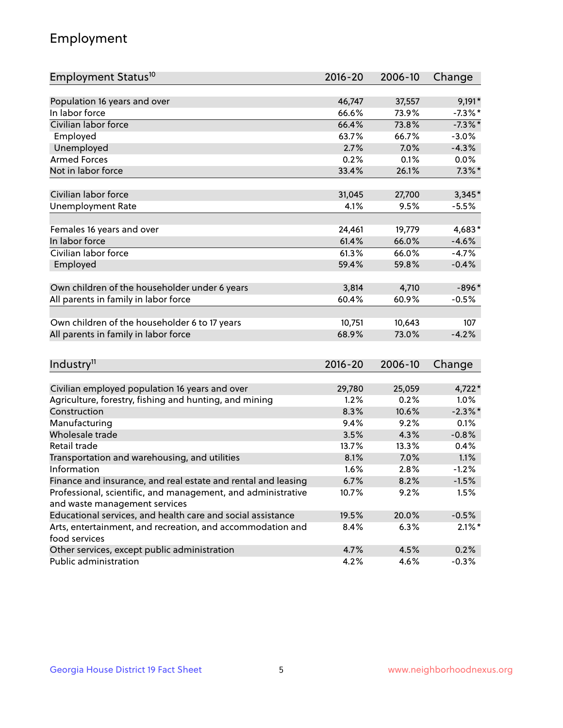## Employment

| Employment Status[10] | 2016-20 | 2006-10 | Change |
|---|---|---|---|
| Population 16 years and over | 46,747 | 37,557 | 9,191* |
| In labor force | 66.6% | 73.9% | -7.3%* |
| Civilian labor force | 66.4% | 73.8% | -7.3%* |
| Employed | 63.7% | 66.7% | -3.0% |
| Unemployed | 2.7% | 7.0% | -4.3% |
| Armed Forces | 0.2% | 0.1% | 0.0% |
| Not in labor force | 33.4% | 26.1% | 7.3%* |
| | | | |
| Civilian labor force | 31,045 | 27,700 | 3,345* |
| Unemployment Rate | 4.1% | 9.5% | -5.5% |
| | | | |
| Females 16 years and over | 24,461 | 19,779 | 4,683* |
| In labor force | 61.4% | 66.0% | -4.6% |
| Civilian labor force | 61.3% | 66.0% | -4.7% |
| Employed | 59.4% | 59.8% | -0.4% |
| | | | |
| Own children of the householder under 6 years | 3,814 | 4,710 | -896* |
| All parents in family in labor force | 60.4% | 60.9% | -0.5% |
| | | | |
| Own children of the householder 6 to 17 years | 10,751 | 10,643 | 107 |
| All parents in family in labor force | 68.9% | 73.0% | -4.2% |

| Industry[11] | 2016-20 | 2006-10 | Change |
|---|---|---|---|
| Civilian employed population 16 years and over | 29,780 | 25,059 | 4,722* |
| Agriculture, forestry, fishing and hunting, and mining | 1.2% | 0.2% | 1.0% |
| Construction | 8.3% | 10.6% | -2.3%* |
| Manufacturing | 9.4% | 9.2% | 0.1% |
| Wholesale trade | 3.5% | 4.3% | -0.8% |
| Retail trade | 13.7% | 13.3% | 0.4% |
| Transportation and warehousing, and utilities | 8.1% | 7.0% | 1.1% |
| Information | 1.6% | 2.8% | -1.2% |
| Finance and insurance, and real estate and rental and leasing | 6.7% | 8.2% | -1.5% |
| Professional, scientific, and management, and administrative and waste management services | 10.7% | 9.2% | 1.5% |
| Educational services, and health care and social assistance | 19.5% | 20.0% | -0.5% |
| Arts, entertainment, and recreation, and accommodation and food services | 8.4% | 6.3% | 2.1%* |
| Other services, except public administration | 4.7% | 4.5% | 0.2% |
| Public administration | 4.2% | 4.6% | -0.3% |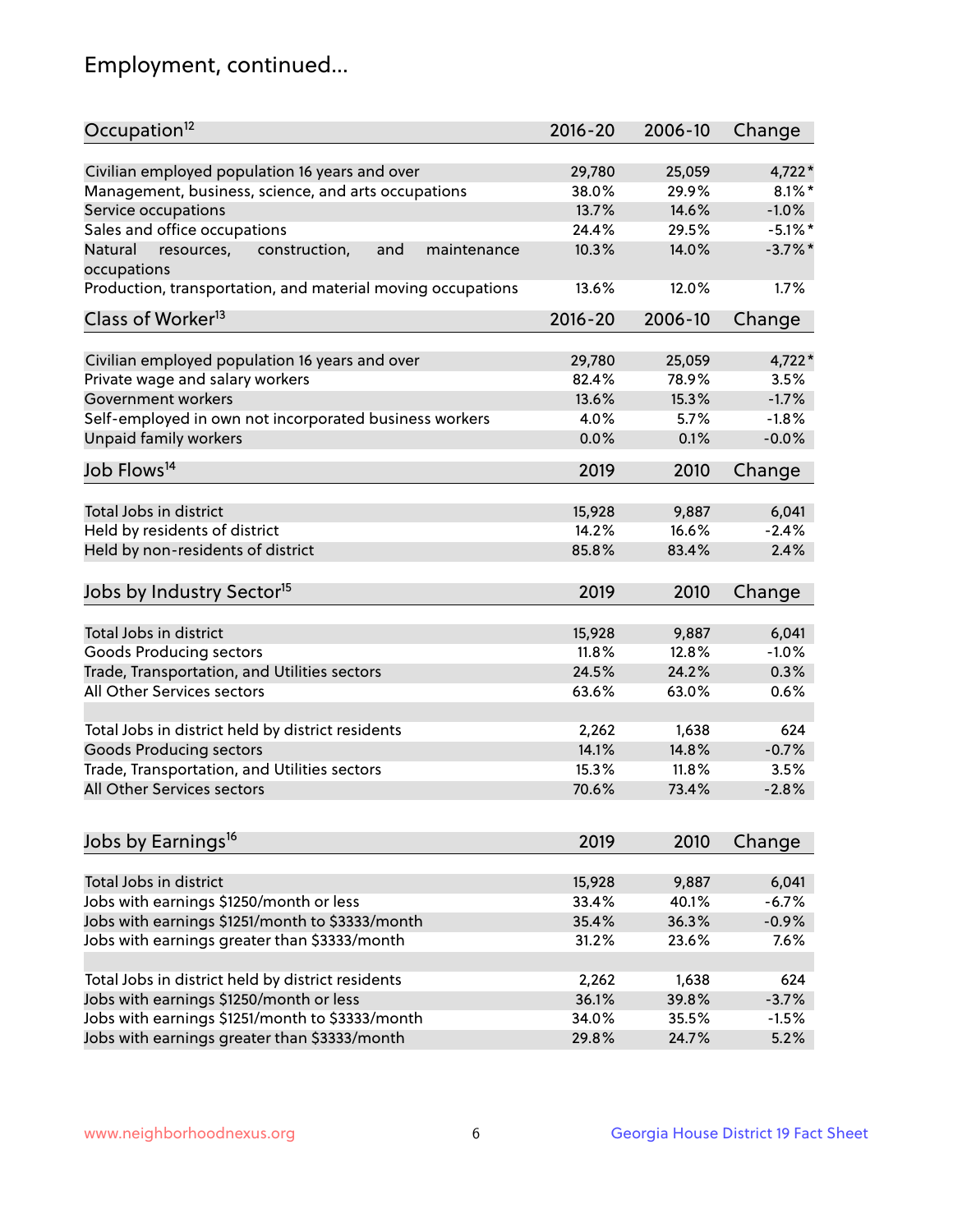## Employment, continued...

| Occupation[12] | 2016-20 | 2006-10 | Change |
|---|---|---|---|
| Civilian employed population 16 years and over | 29,780 | 25,059 | 4,722* |
| Management, business, science, and arts occupations | 38.0% | 29.9% | 8.1%* |
| Service occupations | 13.7% | 14.6% | -1.0% |
| Sales and office occupations | 24.4% | 29.5% | -5.1%* |
| Natural resources, construction, and maintenance occupations | 10.3% | 14.0% | -3.7%* |
| Production, transportation, and material moving occupations | 13.6% | 12.0% | 1.7% |

| Class of Worker[13] | 2016-20 | 2006-10 | Change |
|---|---|---|---|
| Civilian employed population 16 years and over | 29,780 | 25,059 | 4,722* |
| Private wage and salary workers | 82.4% | 78.9% | 3.5% |
| Government workers | 13.6% | 15.3% | -1.7% |
| Self-employed in own not incorporated business workers | 4.0% | 5.7% | -1.8% |
| Unpaid family workers | 0.0% | 0.1% | -0.0% |

| Job Flows[14] | 2019 | 2010 | Change |
|---|---|---|---|
| Total Jobs in district | 15,928 | 9,887 | 6,041 |
| Held by residents of district | 14.2% | 16.6% | -2.4% |
| Held by non-residents of district | 85.8% | 83.4% | 2.4% |

| Jobs by Industry Sector[15] | 2019 | 2010 | Change |
|---|---|---|---|
| Total Jobs in district | 15,928 | 9,887 | 6,041 |
| Goods Producing sectors | 11.8% | 12.8% | -1.0% |
| Trade, Transportation, and Utilities sectors | 24.5% | 24.2% | 0.3% |
| All Other Services sectors | 63.6% | 63.0% | 0.6% |
| | | | |
| Total Jobs in district held by district residents | 2,262 | 1,638 | 624 |
| Goods Producing sectors | 14.1% | 14.8% | -0.7% |
| Trade, Transportation, and Utilities sectors | 15.3% | 11.8% | 3.5% |
| All Other Services sectors | 70.6% | 73.4% | -2.8% |

| Jobs by Earnings[16] | 2019 | 2010 | Change |
|---|---|---|---|
| Total Jobs in district | 15,928 | 9,887 | 6,041 |
| Jobs with earnings $1250/month or less | 33.4% | 40.1% | -6.7% |
| Jobs with earnings $1251/month to $3333/month | 35.4% | 36.3% | -0.9% |
| Jobs with earnings greater than $3333/month | 31.2% | 23.6% | 7.6% |
| | | | |
| Total Jobs in district held by district residents | 2,262 | 1,638 | 624 |
| Jobs with earnings $1250/month or less | 36.1% | 39.8% | -3.7% |
| Jobs with earnings $1251/month to $3333/month | 34.0% | 35.5% | -1.5% |
| Jobs with earnings greater than $3333/month | 29.8% | 24.7% | 5.2% |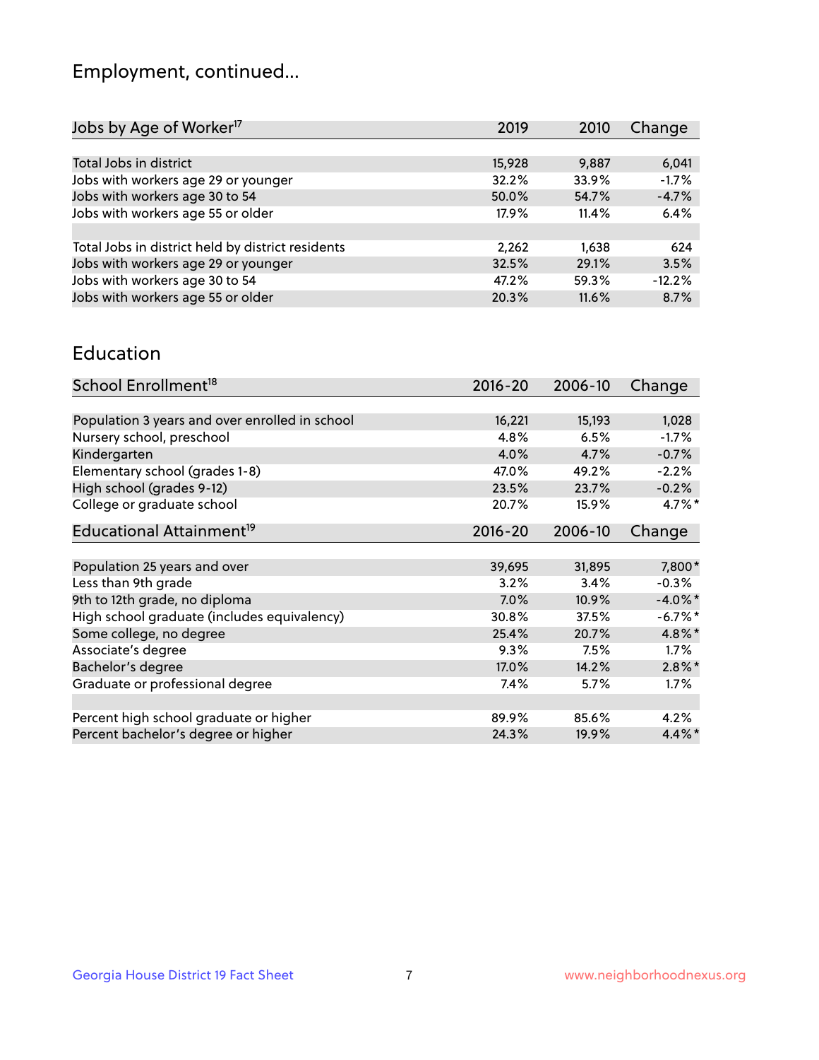## Employment, continued...

| Jobs by Age of Worker[17] | 2019 | 2010 | Change |
|---|---|---|---|
| Total Jobs in district | 15,928 | 9,887 | 6,041 |
| Jobs with workers age 29 or younger | 32.2% | 33.9% | -1.7% |
| Jobs with workers age 30 to 54 | 50.0% | 54.7% | -4.7% |
| Jobs with workers age 55 or older | 17.9% | 11.4% | 6.4% |
| | | | |
| Total Jobs in district held by district residents | 2,262 | 1,638 | 624 |
| Jobs with workers age 29 or younger | 32.5% | 29.1% | 3.5% |
| Jobs with workers age 30 to 54 | 47.2% | 59.3% | -12.2% |
| Jobs with workers age 55 or older | 20.3% | 11.6% | 8.7% |

## Education

| School Enrollment[18] | 2016-20 | 2006-10 | Change |
|---|---|---|---|
| Population 3 years and over enrolled in school | 16,221 | 15,193 | 1,028 |
| Nursery school, preschool | 4.8% | 6.5% | -1.7% |
| Kindergarten | 4.0% | 4.7% | -0.7% |
| Elementary school (grades 1-8) | 47.0% | 49.2% | -2.2% |
| High school (grades 9-12) | 23.5% | 23.7% | -0.2% |
| College or graduate school | 20.7% | 15.9% | 4.7%* |

| Educational Attainment[19] | 2016-20 | 2006-10 | Change |
|---|---|---|---|
| Population 25 years and over | 39,695 | 31,895 | 7,800* |
| Less than 9th grade | 3.2% | 3.4% | -0.3% |
| 9th to 12th grade, no diploma | 7.0% | 10.9% | -4.0%* |
| High school graduate (includes equivalency) | 30.8% | 37.5% | -6.7%* |
| Some college, no degree | 25.4% | 20.7% | 4.8%* |
| Associate's degree | 9.3% | 7.5% | 1.7% |
| Bachelor's degree | 17.0% | 14.2% | 2.8%* |
| Graduate or professional degree | 7.4% | 5.7% | 1.7% |
| | | | |
| Percent high school graduate or higher | 89.9% | 85.6% | 4.2% |
| Percent bachelor's degree or higher | 24.3% | 19.9% | 4.4%* |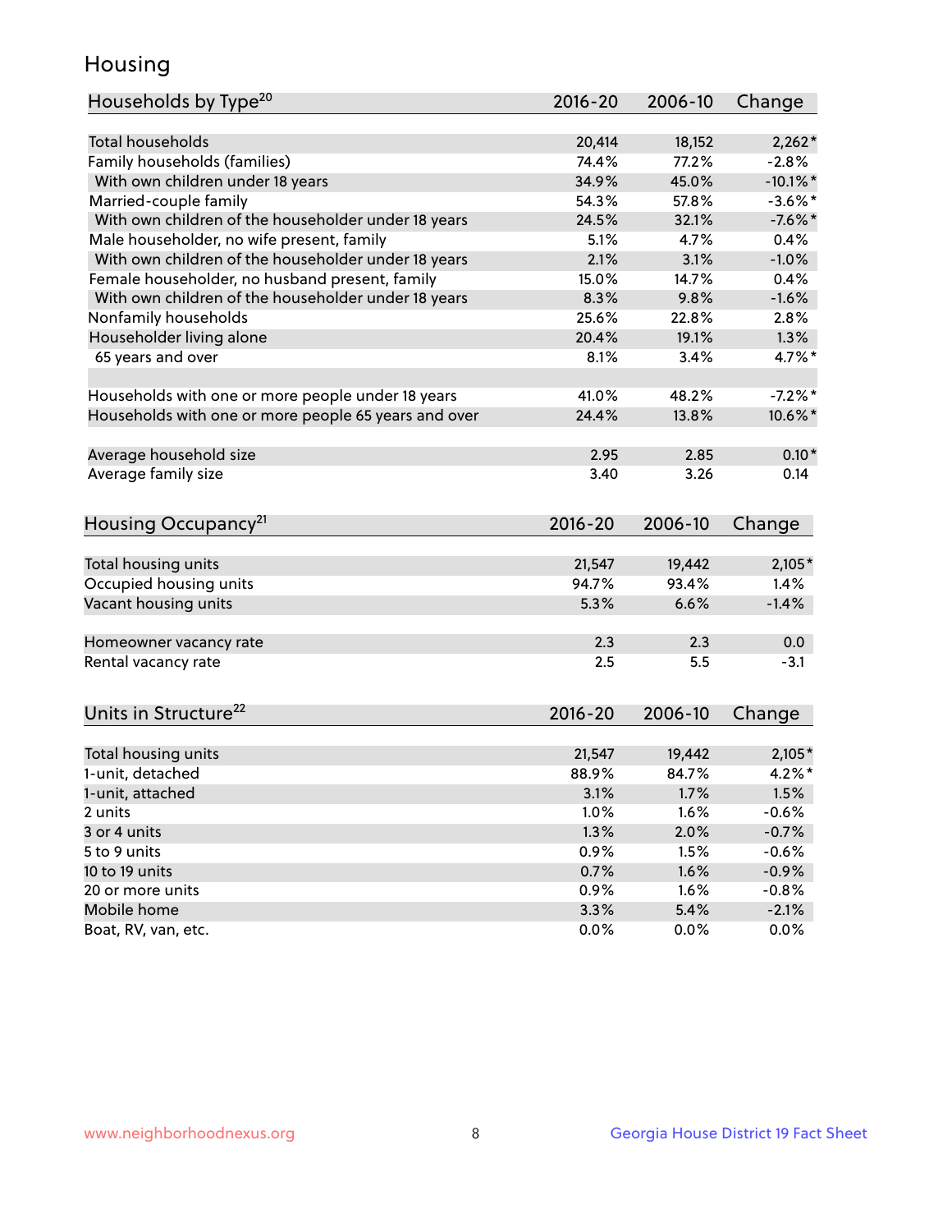# Housing

| Households by Type[20] | 2016-20 | 2006-10 | Change |
|---|---|---|---|
| Total households | 20,414 | 18,152 | 2,262* |
| Family households (families) | 74.4% | 77.2% | -2.8% |
| With own children under 18 years | 34.9% | 45.0% | -10.1%* |
| Married-couple family | 54.3% | 57.8% | -3.6%* |
| With own children of the householder under 18 years | 24.5% | 32.1% | -7.6%* |
| Male householder, no wife present, family | 5.1% | 4.7% | 0.4% |
| With own children of the householder under 18 years | 2.1% | 3.1% | -1.0% |
| Female householder, no husband present, family | 15.0% | 14.7% | 0.4% |
| With own children of the householder under 18 years | 8.3% | 9.8% | -1.6% |
| Nonfamily households | 25.6% | 22.8% | 2.8% |
| Householder living alone | 20.4% | 19.1% | 1.3% |
| 65 years and over | 8.1% | 3.4% | 4.7%* |
| | | | |
| Households with one or more people under 18 years | 41.0% | 48.2% | -7.2%* |
| Households with one or more people 65 years and over | 24.4% | 13.8% | 10.6%* |
| | | | |
| Average household size | 2.95 | 2.85 | 0.10* |
| Average family size | 3.40 | 3.26 | 0.14 |

| Housing Occupancy[21] | 2016-20 | 2006-10 | Change |
|---|---|---|---|
| Total housing units | 21,547 | 19,442 | 2,105* |
| Occupied housing units | 94.7% | 93.4% | 1.4% |
| Vacant housing units | 5.3% | 6.6% | -1.4% |
| | | | |
| Homeowner vacancy rate | 2.3 | 2.3 | 0.0 |
| Rental vacancy rate | 2.5 | 5.5 | -3.1 |

| Units in Structure[22] | 2016-20 | 2006-10 | Change |
|---|---|---|---|
| Total housing units | 21,547 | 19,442 | 2,105* |
| 1-unit, detached | 88.9% | 84.7% | 4.2%* |
| 1-unit, attached | 3.1% | 1.7% | 1.5% |
| 2 units | 1.0% | 1.6% | -0.6% |
| 3 or 4 units | 1.3% | 2.0% | -0.7% |
| 5 to 9 units | 0.9% | 1.5% | -0.6% |
| 10 to 19 units | 0.7% | 1.6% | -0.9% |
| 20 or more units | 0.9% | 1.6% | -0.8% |
| Mobile home | 3.3% | 5.4% | -2.1% |
| Boat, RV, van, etc. | 0.0% | 0.0% | 0.0% |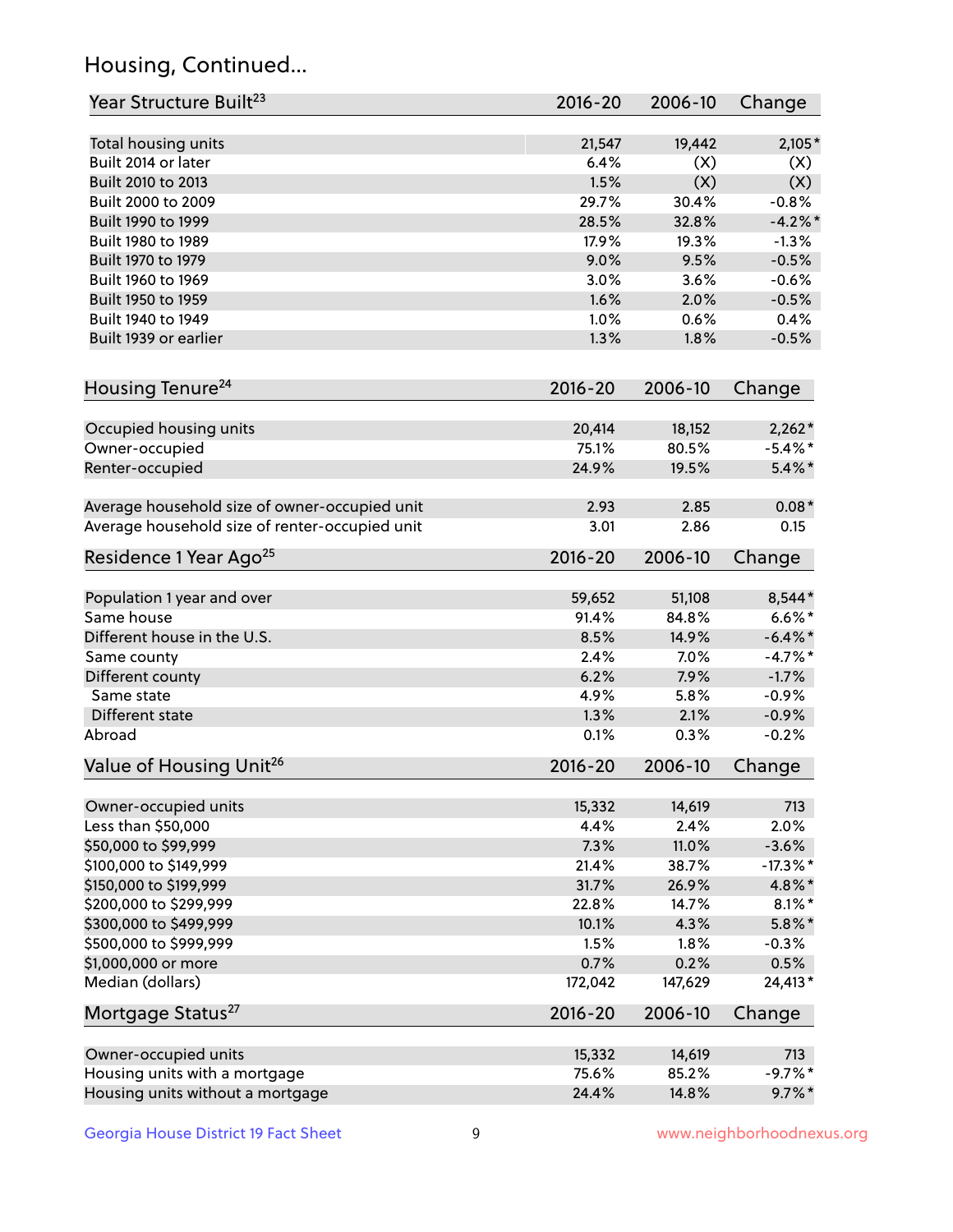## Housing, Continued...

| Year Structure Built[23] | 2016-20 | 2006-10 | Change |
|---|---|---|---|
| Total housing units | 21,547 | 19,442 | 2,105* |
| Built 2014 or later | 6.4% | (X) | (X) |
| Built 2010 to 2013 | 1.5% | (X) | (X) |
| Built 2000 to 2009 | 29.7% | 30.4% | -0.8% |
| Built 1990 to 1999 | 28.5% | 32.8% | -4.2%* |
| Built 1980 to 1989 | 17.9% | 19.3% | -1.3% |
| Built 1970 to 1979 | 9.0% | 9.5% | -0.5% |
| Built 1960 to 1969 | 3.0% | 3.6% | -0.6% |
| Built 1950 to 1959 | 1.6% | 2.0% | -0.5% |
| Built 1940 to 1949 | 1.0% | 0.6% | 0.4% |
| Built 1939 or earlier | 1.3% | 1.8% | -0.5% |

| Housing Tenure[24] | 2016-20 | 2006-10 | Change |
|---|---|---|---|
| Occupied housing units | 20,414 | 18,152 | 2,262* |
| Owner-occupied | 75.1% | 80.5% | -5.4%* |
| Renter-occupied | 24.9% | 19.5% | 5.4%* |
| Average household size of owner-occupied unit | 2.93 | 2.85 | 0.08* |
| Average household size of renter-occupied unit | 3.01 | 2.86 | 0.15 |

| Residence 1 Year Ago[25] | 2016-20 | 2006-10 | Change |
|---|---|---|---|
| Population 1 year and over | 59,652 | 51,108 | 8,544* |
| Same house | 91.4% | 84.8% | 6.6%* |
| Different house in the U.S. | 8.5% | 14.9% | -6.4%* |
| Same county | 2.4% | 7.0% | -4.7%* |
| Different county | 6.2% | 7.9% | -1.7% |
| Same state | 4.9% | 5.8% | -0.9% |
| Different state | 1.3% | 2.1% | -0.9% |
| Abroad | 0.1% | 0.3% | -0.2% |

| Value of Housing Unit[26] | 2016-20 | 2006-10 | Change |
|---|---|---|---|
| Owner-occupied units | 15,332 | 14,619 | 713 |
| Less than $50,000 | 4.4% | 2.4% | 2.0% |
| $50,000 to $99,999 | 7.3% | 11.0% | -3.6% |
| $100,000 to $149,999 | 21.4% | 38.7% | -17.3%* |
| $150,000 to $199,999 | 31.7% | 26.9% | 4.8%* |
| $200,000 to $299,999 | 22.8% | 14.7% | 8.1%* |
| $300,000 to $499,999 | 10.1% | 4.3% | 5.8%* |
| $500,000 to $999,999 | 1.5% | 1.8% | -0.3% |
| $1,000,000 or more | 0.7% | 0.2% | 0.5% |
| Median (dollars) | 172,042 | 147,629 | 24,413* |

| Mortgage Status[27] | 2016-20 | 2006-10 | Change |
|---|---|---|---|
| Owner-occupied units | 15,332 | 14,619 | 713 |
| Housing units with a mortgage | 75.6% | 85.2% | -9.7%* |
| Housing units without a mortgage | 24.4% | 14.8% | 9.7%* |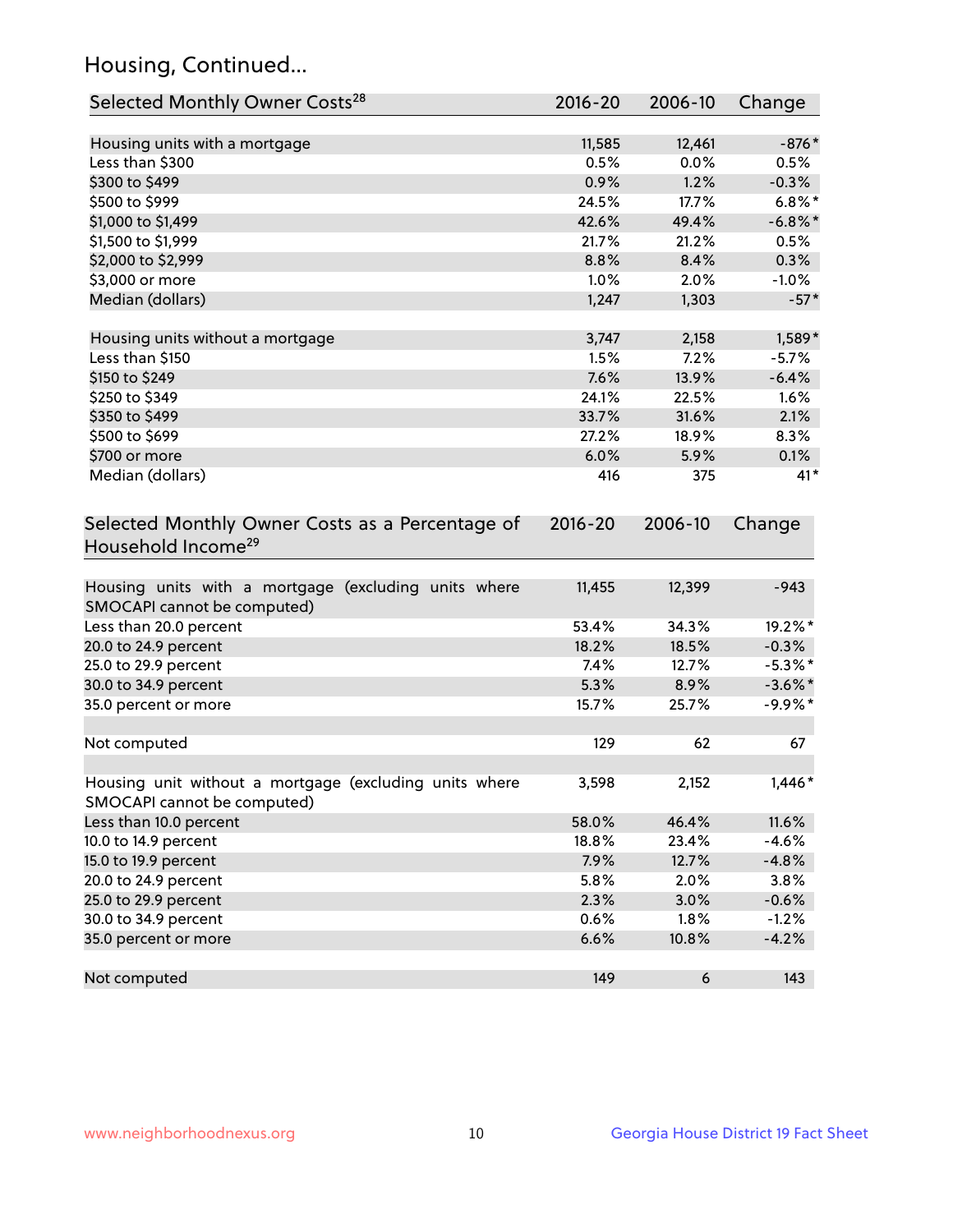## Housing, Continued...

| Selected Monthly Owner Costs[28] | 2016-20 | 2006-10 | Change |
|---|---|---|---|
| Housing units with a mortgage | 11,585 | 12,461 | -876* |
| Less than $300 | 0.5% | 0.0% | 0.5% |
| $300 to $499 | 0.9% | 1.2% | -0.3% |
| $500 to $999 | 24.5% | 17.7% | 6.8%* |
| $1,000 to $1,499 | 42.6% | 49.4% | -6.8%* |
| $1,500 to $1,999 | 21.7% | 21.2% | 0.5% |
| $2,000 to $2,999 | 8.8% | 8.4% | 0.3% |
| $3,000 or more | 1.0% | 2.0% | -1.0% |
| Median (dollars) | 1,247 | 1,303 | -57* |
| | | | |
| Housing units without a mortgage | 3,747 | 2,158 | 1,589* |
| Less than $150 | 1.5% | 7.2% | -5.7% |
| $150 to $249 | 7.6% | 13.9% | -6.4% |
| $250 to $349 | 24.1% | 22.5% | 1.6% |
| $350 to $499 | 33.7% | 31.6% | 2.1% |
| $500 to $699 | 27.2% | 18.9% | 8.3% |
| $700 or more | 6.0% | 5.9% | 0.1% |
| Median (dollars) | 416 | 375 | 41* |

| Selected Monthly Owner Costs as a Percentage of Household Income[29] | 2016-20 | 2006-10 | Change |
|---|---|---|---|
| Housing units with a mortgage (excluding units where SMOCAPI cannot be computed) | 11,455 | 12,399 | -943 |
| Less than 20.0 percent | 53.4% | 34.3% | 19.2%* |
| 20.0 to 24.9 percent | 18.2% | 18.5% | -0.3% |
| 25.0 to 29.9 percent | 7.4% | 12.7% | -5.3%* |
| 30.0 to 34.9 percent | 5.3% | 8.9% | -3.6%* |
| 35.0 percent or more | 15.7% | 25.7% | -9.9%* |
| | | | |
| Not computed | 129 | 62 | 67 |
| | | | |
| Housing unit without a mortgage (excluding units where SMOCAPI cannot be computed) | 3,598 | 2,152 | 1,446* |
| Less than 10.0 percent | 58.0% | 46.4% | 11.6% |
| 10.0 to 14.9 percent | 18.8% | 23.4% | -4.6% |
| 15.0 to 19.9 percent | 7.9% | 12.7% | -4.8% |
| 20.0 to 24.9 percent | 5.8% | 2.0% | 3.8% |
| 25.0 to 29.9 percent | 2.3% | 3.0% | -0.6% |
| 30.0 to 34.9 percent | 0.6% | 1.8% | -1.2% |
| 35.0 percent or more | 6.6% | 10.8% | -4.2% |
| | | | |
| Not computed | 149 | 6 | 143 |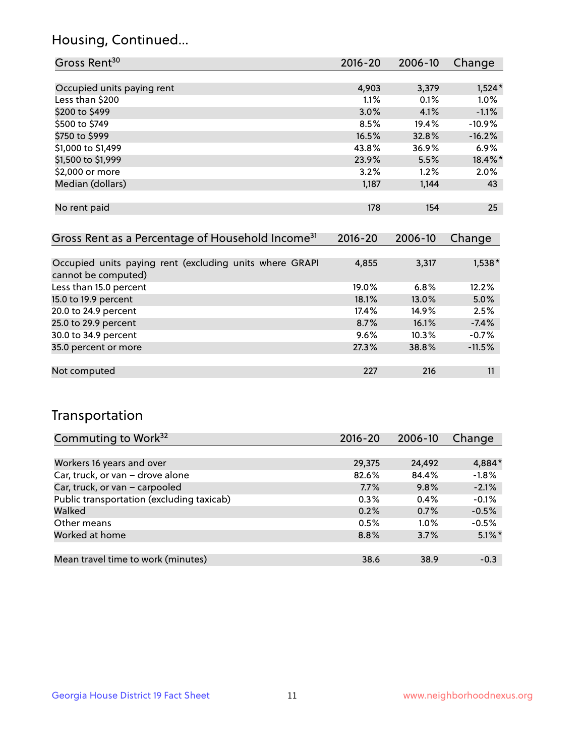## Housing, Continued...

| Gross Rent[30] | 2016-20 | 2006-10 | Change |
|---|---|---|---|
| Occupied units paying rent | 4,903 | 3,379 | 1,524* |
| Less than $200 | 1.1% | 0.1% | 1.0% |
| $200 to $499 | 3.0% | 4.1% | -1.1% |
| $500 to $749 | 8.5% | 19.4% | -10.9% |
| $750 to $999 | 16.5% | 32.8% | -16.2% |
| $1,000 to $1,499 | 43.8% | 36.9% | 6.9% |
| $1,500 to $1,999 | 23.9% | 5.5% | 18.4%* |
| $2,000 or more | 3.2% | 1.2% | 2.0% |
| Median (dollars) | 1,187 | 1,144 | 43 |
| No rent paid | 178 | 154 | 25 |

| Gross Rent as a Percentage of Household Income[31] | 2016-20 | 2006-10 | Change |
|---|---|---|---|
| Occupied units paying rent (excluding units where GRAPI cannot be computed) | 4,855 | 3,317 | 1,538* |
| Less than 15.0 percent | 19.0% | 6.8% | 12.2% |
| 15.0 to 19.9 percent | 18.1% | 13.0% | 5.0% |
| 20.0 to 24.9 percent | 17.4% | 14.9% | 2.5% |
| 25.0 to 29.9 percent | 8.7% | 16.1% | -7.4% |
| 30.0 to 34.9 percent | 9.6% | 10.3% | -0.7% |
| 35.0 percent or more | 27.3% | 38.8% | -11.5% |
| Not computed | 227 | 216 | 11 |

## Transportation

| Commuting to Work[32] | 2016-20 | 2006-10 | Change |
|---|---|---|---|
| Workers 16 years and over | 29,375 | 24,492 | 4,884* |
| Car, truck, or van – drove alone | 82.6% | 84.4% | -1.8% |
| Car, truck, or van – carpooled | 7.7% | 9.8% | -2.1% |
| Public transportation (excluding taxicab) | 0.3% | 0.4% | -0.1% |
| Walked | 0.2% | 0.7% | -0.5% |
| Other means | 0.5% | 1.0% | -0.5% |
| Worked at home | 8.8% | 3.7% | 5.1%* |
| Mean travel time to work (minutes) | 38.6 | 38.9 | -0.3 |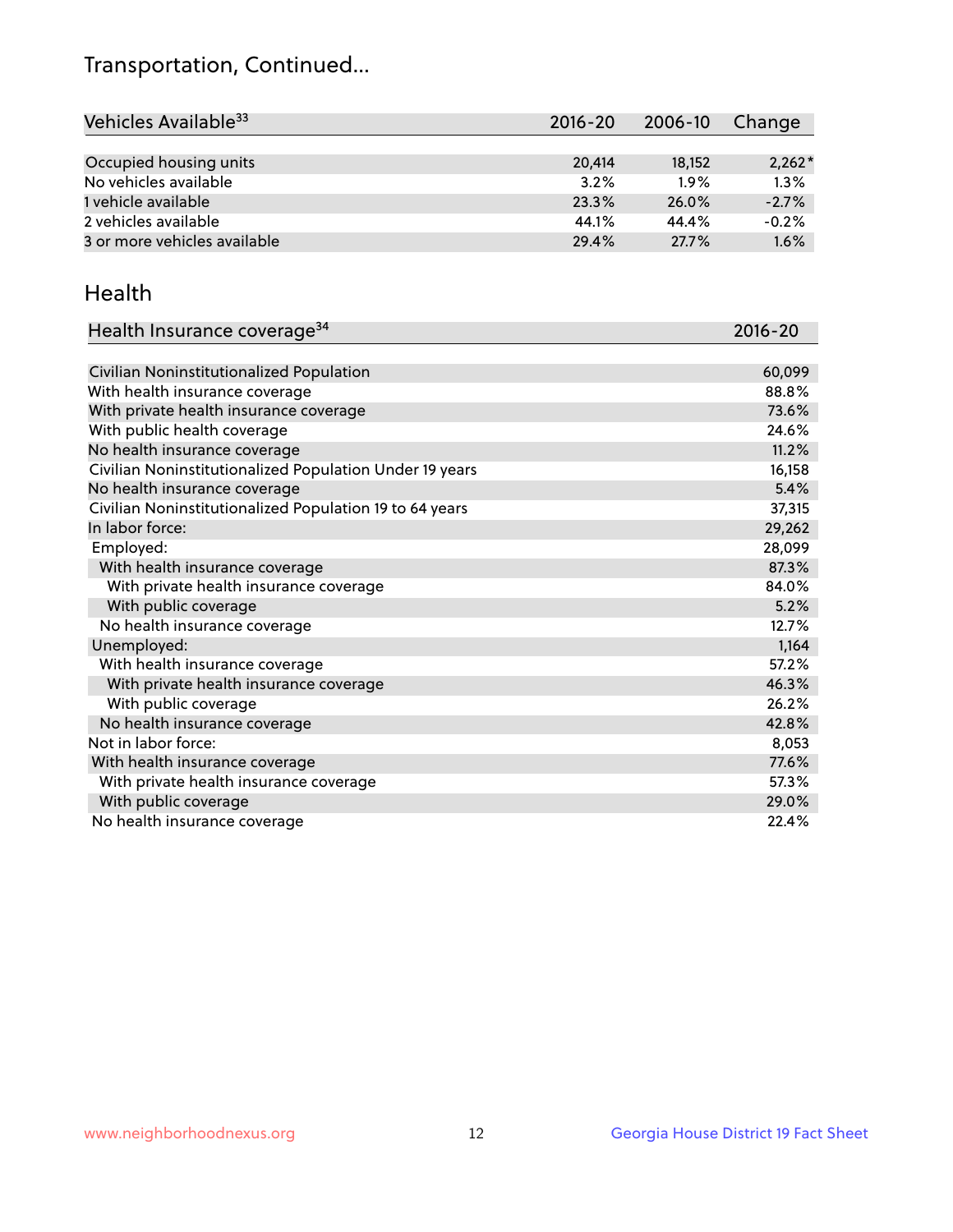# Transportation, Continued...

| Vehicles Available[33] | 2016-20 | 2006-10 | Change |
|---|---|---|---|
| Occupied housing units | 20,414 | 18,152 | 2,262* |
| No vehicles available | 3.2% | 1.9% | 1.3% |
| 1 vehicle available | 23.3% | 26.0% | -2.7% |
| 2 vehicles available | 44.1% | 44.4% | -0.2% |
| 3 or more vehicles available | 29.4% | 27.7% | 1.6% |

## Health

| Health Insurance coverage[34] | 2016-20 |
|---|---|
| Civilian Noninstitutionalized Population | 60,099 |
| With health insurance coverage | 88.8% |
| With private health insurance coverage | 73.6% |
| With public health coverage | 24.6% |
| No health insurance coverage | 11.2% |
| Civilian Noninstitutionalized Population Under 19 years | 16,158 |
| No health insurance coverage | 5.4% |
| Civilian Noninstitutionalized Population 19 to 64 years | 37,315 |
| In labor force: | 29,262 |
| Employed: | 28,099 |
| With health insurance coverage | 87.3% |
| With private health insurance coverage | 84.0% |
| With public coverage | 5.2% |
| No health insurance coverage | 12.7% |
| Unemployed: | 1,164 |
| With health insurance coverage | 57.2% |
| With private health insurance coverage | 46.3% |
| With public coverage | 26.2% |
| No health insurance coverage | 42.8% |
| Not in labor force: | 8,053 |
| With health insurance coverage | 77.6% |
| With private health insurance coverage | 57.3% |
| With public coverage | 29.0% |
| No health insurance coverage | 22.4% |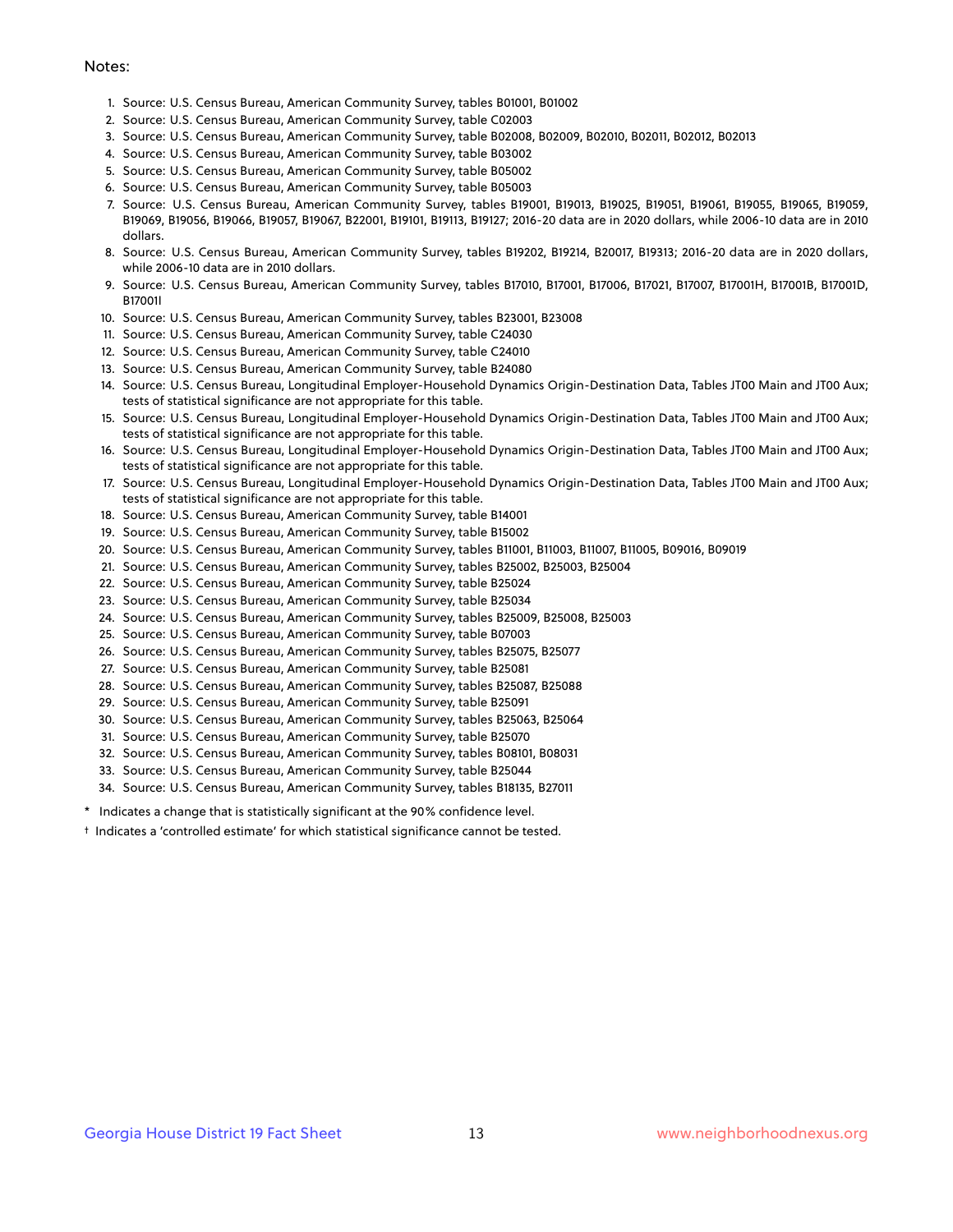Notes:

1. Source: U.S. Census Bureau, American Community Survey, tables B01001, B01002
2. Source: U.S. Census Bureau, American Community Survey, table C02003
3. Source: U.S. Census Bureau, American Community Survey, table B02008, B02009, B02010, B02011, B02012, B02013
4. Source: U.S. Census Bureau, American Community Survey, table B03002
5. Source: U.S. Census Bureau, American Community Survey, table B05002
6. Source: U.S. Census Bureau, American Community Survey, table B05003
7. Source: U.S. Census Bureau, American Community Survey, tables B19001, B19013, B19025, B19051, B19061, B19055, B19065, B19059, B19069, B19056, B19066, B19057, B19067, B22001, B19101, B19113, B19127; 2016-20 data are in 2020 dollars, while 2006-10 data are in 2010 dollars.
8. Source: U.S. Census Bureau, American Community Survey, tables B19202, B19214, B20017, B19313; 2016-20 data are in 2020 dollars, while 2006-10 data are in 2010 dollars.
9. Source: U.S. Census Bureau, American Community Survey, tables B17010, B17001, B17006, B17021, B17007, B17001H, B17001B, B17001D, B17001I
10. Source: U.S. Census Bureau, American Community Survey, tables B23001, B23008
11. Source: U.S. Census Bureau, American Community Survey, table C24030
12. Source: U.S. Census Bureau, American Community Survey, table C24010
13. Source: U.S. Census Bureau, American Community Survey, table B24080
14. Source: U.S. Census Bureau, Longitudinal Employer-Household Dynamics Origin-Destination Data, Tables JT00 Main and JT00 Aux; tests of statistical significance are not appropriate for this table.
15. Source: U.S. Census Bureau, Longitudinal Employer-Household Dynamics Origin-Destination Data, Tables JT00 Main and JT00 Aux; tests of statistical significance are not appropriate for this table.
16. Source: U.S. Census Bureau, Longitudinal Employer-Household Dynamics Origin-Destination Data, Tables JT00 Main and JT00 Aux; tests of statistical significance are not appropriate for this table.
17. Source: U.S. Census Bureau, Longitudinal Employer-Household Dynamics Origin-Destination Data, Tables JT00 Main and JT00 Aux; tests of statistical significance are not appropriate for this table.
18. Source: U.S. Census Bureau, American Community Survey, table B14001
19. Source: U.S. Census Bureau, American Community Survey, table B15002
20. Source: U.S. Census Bureau, American Community Survey, tables B11001, B11003, B11007, B11005, B09016, B09019
21. Source: U.S. Census Bureau, American Community Survey, tables B25002, B25003, B25004
22. Source: U.S. Census Bureau, American Community Survey, table B25024
23. Source: U.S. Census Bureau, American Community Survey, table B25034
24. Source: U.S. Census Bureau, American Community Survey, tables B25009, B25008, B25003
25. Source: U.S. Census Bureau, American Community Survey, table B07003
26. Source: U.S. Census Bureau, American Community Survey, tables B25075, B25077
27. Source: U.S. Census Bureau, American Community Survey, table B25081
28. Source: U.S. Census Bureau, American Community Survey, tables B25087, B25088
29. Source: U.S. Census Bureau, American Community Survey, table B25091
30. Source: U.S. Census Bureau, American Community Survey, tables B25063, B25064
31. Source: U.S. Census Bureau, American Community Survey, table B25070
32. Source: U.S. Census Bureau, American Community Survey, tables B08101, B08031
33. Source: U.S. Census Bureau, American Community Survey, table B25044
34. Source: U.S. Census Bureau, American Community Survey, tables B18135, B27011

\* Indicates a change that is statistically significant at the 90% confidence level.

† Indicates a 'controlled estimate' for which statistical significance cannot be tested.